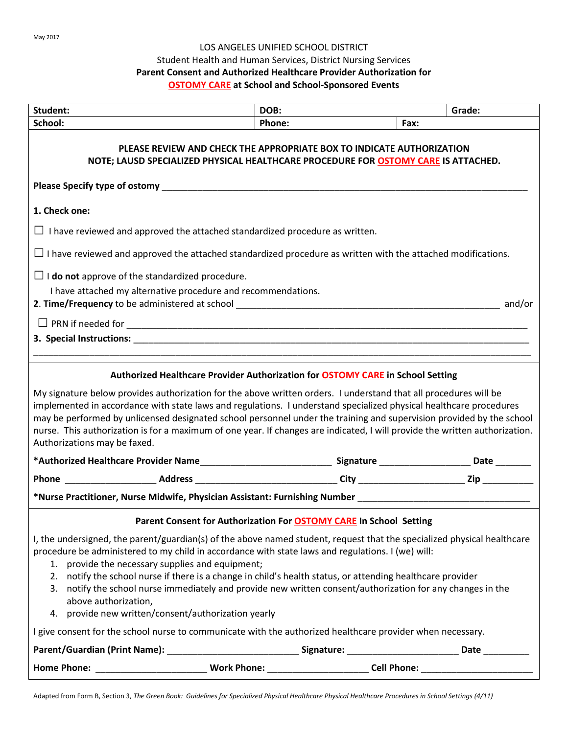May 2017

LOS ANGELES UNIFIED SCHOOL DISTRICT
Student Health and Human Services, District Nursing Services
**Parent Consent and Authorized Healthcare Provider Authorization for**
**OSTOMY CARE at School and School-Sponsored Events**

| **Student:** | **DOB:** | | **Grade:** |
|---|---|---|---|
| **School:** | **Phone:** | **Fax:** | |

**PLEASE REVIEW AND CHECK THE APPROPRIATE BOX TO INDICATE AUTHORIZATION**
**NOTE; LAUSD SPECIALIZED PHYSICAL HEALTHCARE PROCEDURE FOR OSTOMY CARE IS ATTACHED.**

**Please Specify type of ostomy** ______________________________________________

**1. Check one:**

☐ I have reviewed and approved the attached standardized procedure as written.

☐ I have reviewed and approved the attached standardized procedure as written with the attached modifications.

☐ I **do not** approve of the standardized procedure.
I have attached my alternative procedure and recommendations.

**2. Time/Frequency** to be administered at school ______________________________ and/or

☐ PRN if needed for ______________________________________________

**3. Special Instructions:** ______________________________________________

________________________________________________________________

**Authorized Healthcare Provider Authorization for OSTOMY CARE in School Setting**

My signature below provides authorization for the above written orders. I understand that all procedures will be implemented in accordance with state laws and regulations. I understand specialized physical healthcare procedures may be performed by unlicensed designated school personnel under the training and supervision provided by the school nurse. This authorization is for a maximum of one year. If changes are indicated, I will provide the written authorization. Authorizations may be faxed.

**\*Authorized Healthcare Provider Name**__________________ **Signature** ______________ **Date** _______

**Phone** ______________ **Address** ____________________ **City** ________________ **Zip** _________

**\*Nurse Practitioner, Nurse Midwife, Physician Assistant: Furnishing Number** ______________________

**Parent Consent for Authorization For OSTOMY CARE In School Setting**

I, the undersigned, the parent/guardian(s) of the above named student, request that the specialized physical healthcare procedure be administered to my child in accordance with state laws and regulations. I (we) will:

1. provide the necessary supplies and equipment;
2. notify the school nurse if there is a change in child's health status, or attending healthcare provider
3. notify the school nurse immediately and provide new written consent/authorization for any changes in the above authorization,
4. provide new written/consent/authorization yearly

I give consent for the school nurse to communicate with the authorized healthcare provider when necessary.

**Parent/Guardian (Print Name):** __________________ **Signature:** ________________ **Date** ________

**Home Phone:** ________________ **Work Phone:** ______________ **Cell Phone:** ________________

Adapted from Form B, Section 3, *The Green Book: Guidelines for Specialized Physical Healthcare Physical Healthcare Procedures in School Settings (4/11)*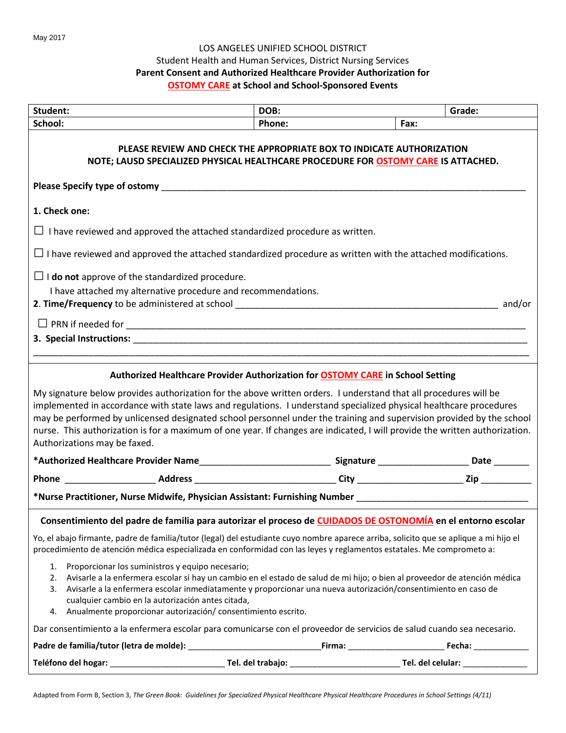May 2017

LOS ANGELES UNIFIED SCHOOL DISTRICT
Student Health and Human Services, District Nursing Services
**Parent Consent and Authorized Healthcare Provider Authorization for**
**OSTOMY CARE at School and School-Sponsored Events**

| | | | |
|---|---|---|---|
| **Student:** | **DOB:** | | **Grade:** |
| **School:** | **Phone:** | **Fax:** | |

**PLEASE REVIEW AND CHECK THE APPROPRIATE BOX TO INDICATE AUTHORIZATION**
**NOTE; LAUSD SPECIALIZED PHYSICAL HEALTHCARE PROCEDURE FOR OSTOMY CARE IS ATTACHED.**

**Please Specify type of ostomy** ___________________________________________________________________

**1. Check one:**

☐ I have reviewed and approved the attached standardized procedure as written.

☐ I have reviewed and approved the attached standardized procedure as written with the attached modifications.

☐ I **do not** approve of the standardized procedure.
I have attached my alternative procedure and recommendations.

**2. Time/Frequency** to be administered at school _______________________________________________ and/or

☐ PRN if needed for ___________________________________________________________________________

**3. Special Instructions:** ______________________________________________________________________

_____________________________________________________________________________________________

**Authorized Healthcare Provider Authorization for OSTOMY CARE in School Setting**

My signature below provides authorization for the above written orders. I understand that all procedures will be implemented in accordance with state laws and regulations. I understand specialized physical healthcare procedures may be performed by unlicensed designated school personnel under the training and supervision provided by the school nurse. This authorization is for a maximum of one year. If changes are indicated, I will provide the written authorization. Authorizations may be faxed.

**\*Authorized Healthcare Provider Name**__________________________ **Signature** __________________ **Date** _______

**Phone** _________________ **Address** ___________________________ **City** ____________________ **Zip** __________

**\*Nurse Practitioner, Nurse Midwife, Physician Assistant: Furnishing Number** __________________________________

**Consentimiento del padre de familia para autorizar el proceso de CUIDADOS DE OSTONOMÍA en el entorno escolar**

Yo, el abajo firmante, padre de familia/tutor (legal) del estudiante cuyo nombre aparece arriba, solicito que se aplique a mi hijo el procedimiento de atención médica especializada en conformidad con las leyes y reglamentos estatales. Me comprometo a:

1. Proporcionar los suministros y equipo necesario;
2. Avisarle a la enfermera escolar si hay un cambio en el estado de salud de mi hijo; o bien al proveedor de atención médica
3. Avisarle a la enfermera escolar inmediatamente y proporcionar una nueva autorización/consentimiento en caso de cualquier cambio en la autorización antes citada,
4. Anualmente proporcionar autorización/ consentimiento escrito.

Dar consentimiento a la enfermera escolar para comunicarse con el proveedor de servicios de salud cuando sea necesario.

**Padre de familia/tutor (letra de molde):** ____________________________**Firma:** ____________________ **Fecha:** ____________

**Teléfono del hogar:** ________________________ **Tel. del trabajo:** _______________________ **Tel. del celular:** ______________

Adapted from Form B, Section 3, *The Green Book: Guidelines for Specialized Physical Healthcare Physical Healthcare Procedures in School Settings (4/11)*